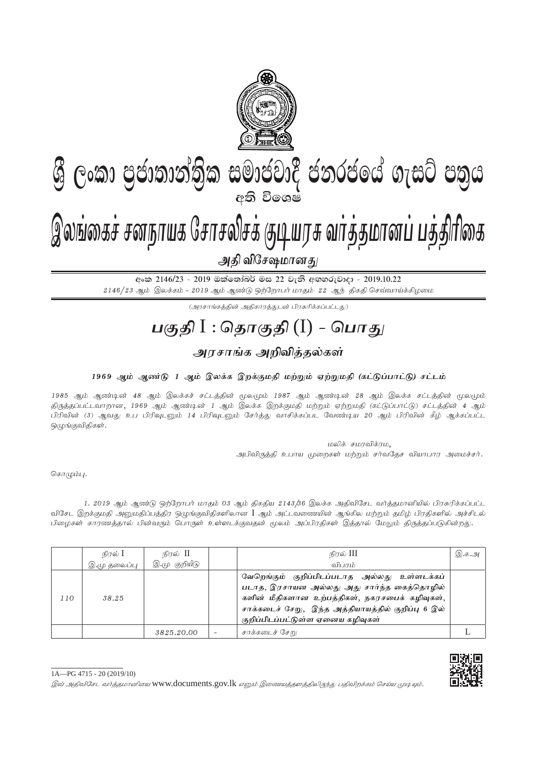# ශ්‍රී ලංකා ප්‍රජාතාන්ත්‍රික සමාජවාදී ජනරජයේ ගැසට් පත්‍රය

අති විශෙෂ

# இலங்கைச் சனநாயக சோசலிசக் குடியரசு வர்த்தமானப் பத்திரிகை

**அதி விசேஷமானது**

අංක 2146/23 - 2019 ඔක්තෝබර් මස 22 වැනි අඟහරුවාදා - 2019.10.22

*2146/23 ஆம் இலக்கம் – 2019 ஆம் ஆண்டு ஒற்றோபர் மாதம் 22 ஆந் திகதி செவ்வாய்க்கிழமை*

(அரசாங்கத்தின் அதிகாரத்துடன் பிரசுரிக்கப்பட்டது)

## பகுதி I : தொகுதி (I) – பொது

### அரசாங்க அறிவித்தல்கள்

**1969 ஆம் ஆண்டு 1 ஆம் இலக்க இறக்குமதி மற்றும் ஏற்றுமதி (கட்டுப்பாட்டு) சட்டம்**

*1985 ஆம் ஆண்டின் 48 ஆம் இலக்கச் சட்டத்தின் மூலமும் 1987 ஆம் ஆண்டின் 28 ஆம் இலக்க சட்டத்தின் மூலமும் திருத்தப்பட்டவாறான, 1969 ஆம் ஆண்டின் 1 ஆம் இலக்க இறக்குமதி மற்றும் ஏற்றுமதி (கட்டுப்பாட்டு) சட்டத்தின் 4 ஆம் பிரிவின் (3) ஆவது உப பிரிவுடனும் 14 பிரிவுடனும் சேர்த்து வாசிக்கப்பட வேண்டிய 20 ஆம் பிரிவின் கீழ் ஆக்கப்பட்ட ஒழுங்குவிதிகள்.*

மலிக் சமரவிக்ரம,
அபிவிருத்தி உபாய முறைகள் மற்றும் சர்வதேச வியாபார அமைச்சர்.

கொழும்பு.

*1. 2019 ஆம் ஆண்டு ஒற்றோபர் மாதம் 03 ஆம் திகதிய 2143/36 இலக்க அதிவிசேட வர்த்தமானியில் பிரசுரிக்கப்பட்ட விசேட இறக்குமதி அனுமதிப்பத்திர ஒழுங்குவிதிகளிலான I ஆம் அட்டவணையின் ஆங்கில மற்றும் தமிழ் பிரதிகளில் அச்சிடல் பிழைகள் காரணத்தால் பின்வரும் பொருள் உள்ளடக்குவதன் மூலம் அப்பிரதிகள் இத்தால் மேலும் திருத்தப்படுகின்றது.*

| | நிரல் I<br>இ.மு தலைப்பு | நிரல் II<br>இ.மு குறியீடு | | நிரல் III<br>விபரம் | இ.க.அ |
|---|---|---|---|---|---|
| *110* | *38.25* | | | **வேறெங்கும் குறிப்பிடப்படாத அல்லது உள்ளடக்கப் படாத, இரசாயன அல்லது அது சார்ந்த கைத்தொழில் களின் மீதிகளான உற்பத்திகள், நகரசபைக் கழிவுகள், சாக்கடைச் சேறு, இந்த அத்தியாயத்தில் குறிப்பு 6 இல் குறிப்பிடப்பட்டுள்ள ஏனைய கழிவுகள்** | |
| | | *3825.20.00* | - | சாக்கடைச் சேறு | L |

1A—PG 4715 - 20 (2019/10)

*இவ் அதிவிசேட வர்த்தமானியை* www.documents.gov.lk *எனும் இணையத்தளத்திலிருந்து பதிவிறக்கம் செய்ய முடியும்.*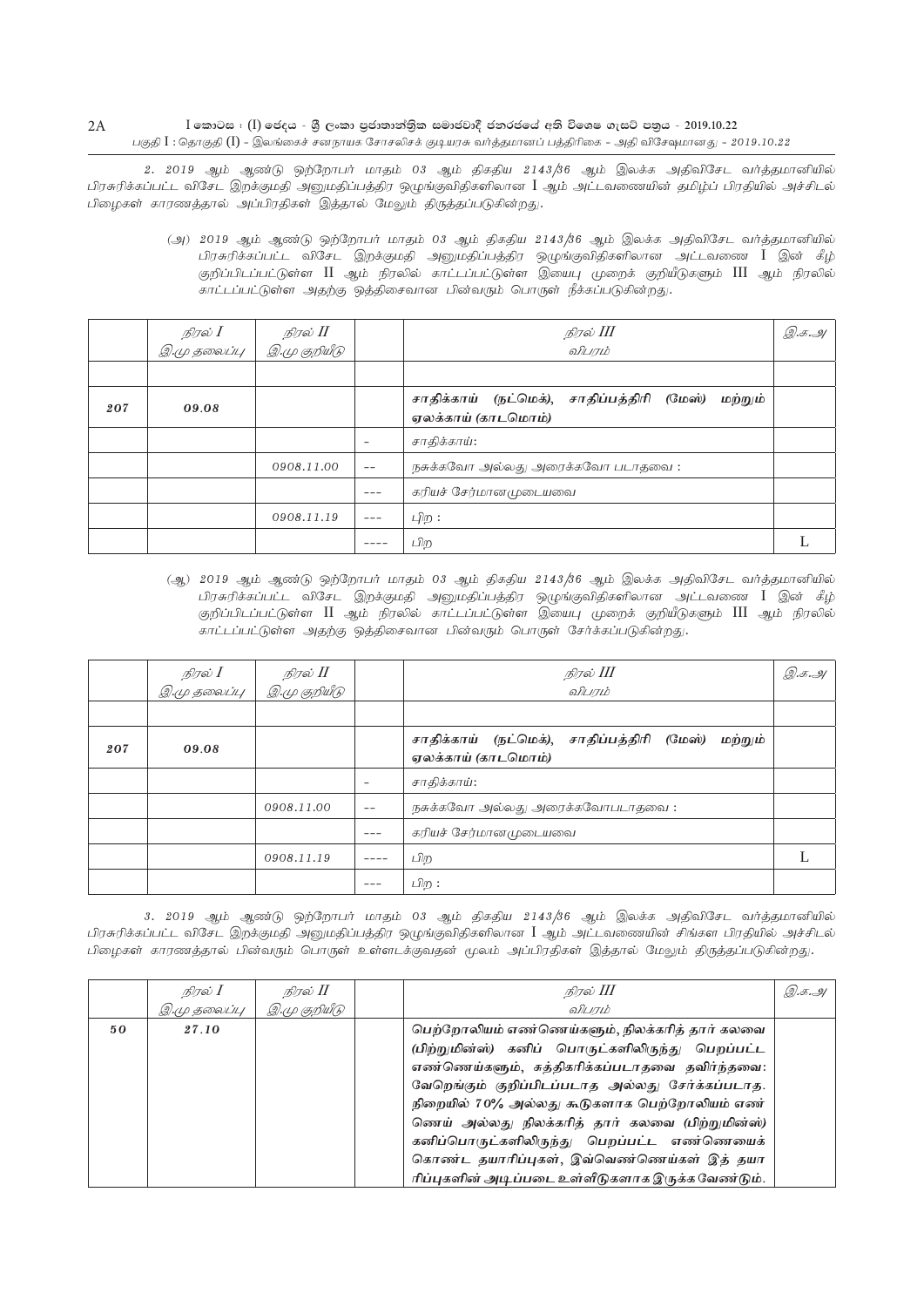2. 2019 ஆம் ஆண்டு ஒற்றோபர் மாதம் 03 ஆம் திகதிய 2143/36 ஆம் இலக்க அதிவிசேட வர்த்தமானியில் பிரசுரிக்கப்பட்ட விசேட இறக்குமதி அனுமதிப்பத்திர ஒழுங்குவிதிகளிலான I ஆம் அட்டவணையின் தமிழ்ப் பிரதியில் அச்சிடல் பிழைகள் காரணத்தால் அப்பிரதிகள் இத்தால் மேலும் திருத்தப்படுகின்றது.

(அ) 2019 ஆம் ஆண்டு ஒற்றோபர் மாதம் 03 ஆம் திகதிய 2143/36 ஆம் இலக்க அதிவிசேட வர்த்தமானியில் பிரசுரிக்கப்பட்ட விசேட இறக்குமதி அனுமதிப்பத்திர ஒழுங்குவிதிகளிலான அட்டவணை I இன் கீழ் குறிப்பிடப்பட்டுள்ள II ஆம் நிரலில் காட்டப்பட்டுள்ள இயைபு முறைக் குறியீடுகளும் III ஆம் நிரலில் காட்டப்பட்டுள்ள அதற்கு ஒத்திசைவான பின்வரும் பொருள் நீக்கப்படுகின்றது.

| | நிரல் I<br>இ.மு தலைப்பு | நிரல் II<br>இ.மு குறியீடு | | நிரல் III<br>விபரம் | இ.க.அ |
|---|---|---|---|---|---|
| | | | | | |
| **207** | **09.08** | | | **சாதிக்காய் (நட்மெக்), சாதிப்பத்திரி (மேஸ்) மற்றும் ஏலக்காய் (காடமொம்)** | |
| | | | - | சாதிக்காய்: | |
| | | 0908.11.00 | -- | நசுக்கவோ அல்லது அரைக்கவோ படாதவை : | |
| | | | --- | கரியச் சேர்மானமுடையவை | |
| | | 0908.11.19 | --- | பிற : | |
| | | | ---- | பிற | L |

(ஆ) 2019 ஆம் ஆண்டு ஒற்றோபர் மாதம் 03 ஆம் திகதிய 2143/36 ஆம் இலக்க அதிவிசேட வர்த்தமானியில் பிரசுரிக்கப்பட்ட விசேட இறக்குமதி அனுமதிப்பத்திர ஒழுங்குவிதிகளிலான அட்டவணை I இன் கீழ் குறிப்பிடப்பட்டுள்ள II ஆம் நிரலில் காட்டப்பட்டுள்ள இயைபு முறைக் குறியீடுகளும் III ஆம் நிரலில் காட்டப்பட்டுள்ள அதற்கு ஒத்திசைவான பின்வரும் பொருள் சேர்க்கப்படுகின்றது.

| | நிரல் I<br>இ.மு தலைப்பு | நிரல் II<br>இ.மு குறியீடு | | நிரல் III<br>விபரம் | இ.க.அ |
|---|---|---|---|---|---|
| | | | | | |
| **207** | **09.08** | | | **சாதிக்காய் (நட்மெக்), சாதிப்பத்திரி (மேஸ்) மற்றும் ஏலக்காய் (காடமொம்)** | |
| | | | - | சாதிக்காய்: | |
| | | 0908.11.00 | -- | நசுக்கவோ அல்லது அரைக்கவோபடாதவை : | |
| | | | --- | கரியச் சேர்மானமுடையவை | |
| | | 0908.11.19 | ---- | பிற | L |
| | | | --- | பிற : | |

3. 2019 ஆம் ஆண்டு ஒற்றோபர் மாதம் 03 ஆம் திகதிய 2143/36 ஆம் இலக்க அதிவிசேட வர்த்தமானியில் பிரசுரிக்கப்பட்ட விசேட இறக்குமதி அனுமதிப்பத்திர ஒழுங்குவிதிகளிலான I ஆம் அட்டவணையின் சிங்கள பிரதியில் அச்சிடல் பிழைகள் காரணத்தால் பின்வரும் பொருள் உள்ளடக்குவதன் மூலம் அப்பிரதிகள் இத்தால் மேலும் திருத்தப்படுகின்றது.

| | நிரல் I<br>இ.மு தலைப்பு | நிரல் II<br>இ.மு குறியீடு | | நிரல் III<br>விபரம் | இ.க.அ |
|---|---|---|---|---|---|
| **50** | **27.10** | | | **பெற்றோலியம் எண்ணெய்களும், நிலக்கரித் தார் கலவை (பிற்றுமின்ஸ்) கனிப் பொருட்களிலிருந்து பெறப்பட்ட எண்ணெய்களும், சுத்திகரிக்கப்படாதவை தவிர்ந்தவை: வேறெங்கும் குறிப்பிடப்படாத அல்லது சேர்க்கப்படாத. நிறையில் 70% அல்லது கூடுகளாக பெற்றோலியம் எண்ணெய் அல்லது நிலக்கரித் தார் கலவை (பிற்றுமின்ஸ்) கனிப்பொருட்களிலிருந்து பெறப்பட்ட எண்ணெயைக் கொண்ட தயாரிப்புகள், இவ்வெண்ணெய்கள் இத் தயாரிப்புகளின் அடிப்படை உள்ளீடுகளாக இருக்கவேண்டும்.** | |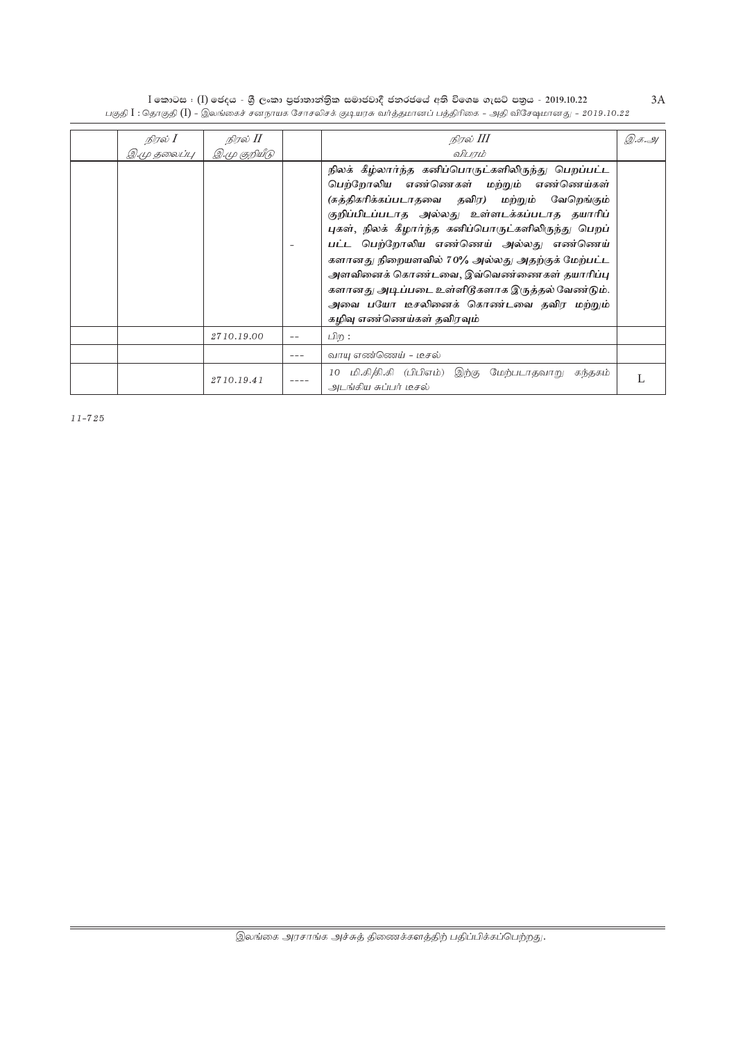| | நிரல் I<br>இ.மு தலைப்பு | நிரல் II<br>இ.மு குறியீடு | | நிரல் III<br>விபரம் | இ.க.அ |
|---|---|---|---|---|---|
| | | | - | **நிலக் கீழ்லார்ந்த கனிப்பொருட்களிலிருந்து பெறப்பட்ட பெற்றோலிய எண்ணெகள் மற்றும் எண்ணெய்கள் (சுத்திகரிக்கப்படாதவை தவிர) மற்றும் வேறெங்கும் குறிப்பிடப்படாத அல்லது உள்ளடக்கப்படாத தயாரிப்புகள், நிலக் கீழார்ந்த கனிப்பொருட்களிலிருந்து பெறப்பட்ட பெற்றோலிய எண்ணெய் அல்லது எண்ணெய்களானது நிறையளவில் 70% அல்லது அதற்குக் மேற்பட்ட அளவினைக் கொண்டவை, இவ்வெண்ணைகள் தயாரிப்புகளானது அடிப்படை உள்ளீடுகளாக இருத்தல் வேண்டும். அவை பயோ டீசலினைக் கொண்டவை தவிர மற்றும் கழிவு எண்ணெய்கள் தவிரவும்** | |
| | | 2710.19.00 | -- | பிற : | |
| | | | --- | வாயு எண்ணெய் - டீசல் | |
| | | 2710.19.41 | ---- | 10 மி.கி/கி.கி (பிபிஎம்) இற்கு மேற்படாதவாறு கந்தகம் அடங்கிய சுப்பர் டீசல் | L |

11-725

இலங்கை அரசாங்க அச்சுத் திணைக்களத்திற் பதிப்பிக்கப்பெற்றது.